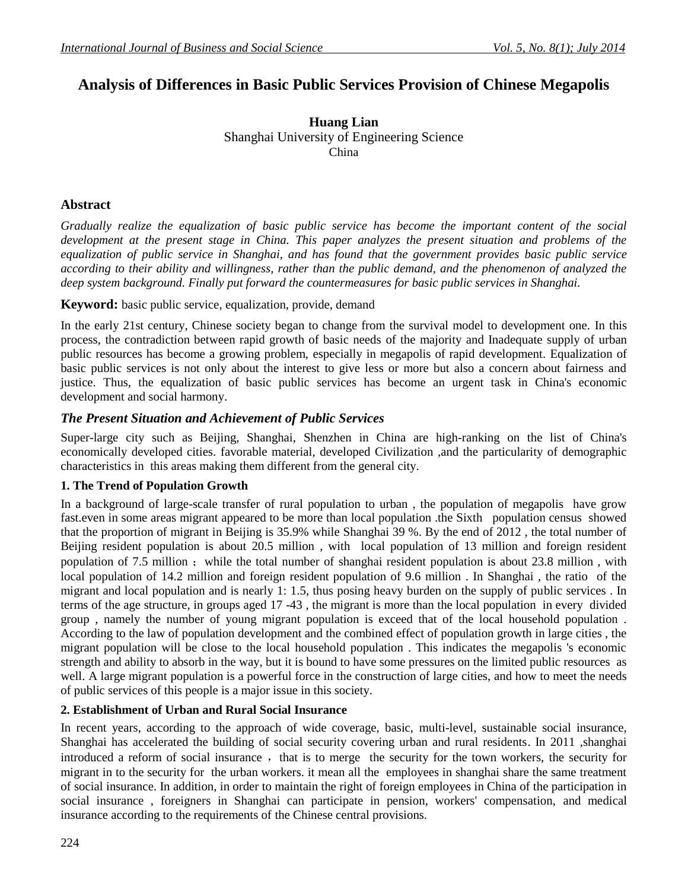# Analysis of Differences in Basic Public Services Provision of Chinese Megapolis

**Huang Lian**
Shanghai University of Engineering Science
China

## Abstract

*Gradually realize the equalization of basic public service has become the important content of the social development at the present stage in China. This paper analyzes the present situation and problems of the equalization of public service in Shanghai, and has found that the government provides basic public service according to their ability and willingness, rather than the public demand, and the phenomenon of analyzed the deep system background. Finally put forward the countermeasures for basic public services in Shanghai.*

**Keyword:** basic public service, equalization, provide, demand

In the early 21st century, Chinese society began to change from the survival model to development one. In this process, the contradiction between rapid growth of basic needs of the majority and Inadequate supply of urban public resources has become a growing problem, especially in megapolis of rapid development. Equalization of basic public services is not only about the interest to give less or more but also a concern about fairness and justice. Thus, the equalization of basic public services has become an urgent task in China's economic development and social harmony.

## *The Present Situation and Achievement of Public Services*

Super-large city such as Beijing, Shanghai, Shenzhen in China are high-ranking on the list of China's economically developed cities. favorable material, developed Civilization ,and the particularity of demographic characteristics in this areas making them different from the general city.

### 1. The Trend of Population Growth

In a background of large-scale transfer of rural population to urban , the population of megapolis have grow fast.even in some areas migrant appeared to be more than local population .the Sixth population census showed that the proportion of migrant in Beijing is 35.9% while Shanghai 39 %. By the end of 2012 , the total number of Beijing resident population is about 20.5 million , with local population of 13 million and foreign resident population of 7.5 million ; while the total number of shanghai resident population is about 23.8 million , with local population of 14.2 million and foreign resident population of 9.6 million . In Shanghai , the ratio of the migrant and local population and is nearly 1: 1.5, thus posing heavy burden on the supply of public services . In terms of the age structure, in groups aged 17 -43 , the migrant is more than the local population in every divided group , namely the number of young migrant population is exceed that of the local household population . According to the law of population development and the combined effect of population growth in large cities , the migrant population will be close to the local household population . This indicates the megapolis 's economic strength and ability to absorb in the way, but it is bound to have some pressures on the limited public resources as well. A large migrant population is a powerful force in the construction of large cities, and how to meet the needs of public services of this people is a major issue in this society.

### 2. Establishment of Urban and Rural Social Insurance

In recent years, according to the approach of wide coverage, basic, multi-level, sustainable social insurance, Shanghai has accelerated the building of social security covering urban and rural residents. In 2011 ,shanghai introduced a reform of social insurance , that is to merge the security for the town workers, the security for migrant in to the security for the urban workers. it mean all the employees in shanghai share the same treatment of social insurance. In addition, in order to maintain the right of foreign employees in China of the participation in social insurance , foreigners in Shanghai can participate in pension, workers' compensation, and medical insurance according to the requirements of the Chinese central provisions.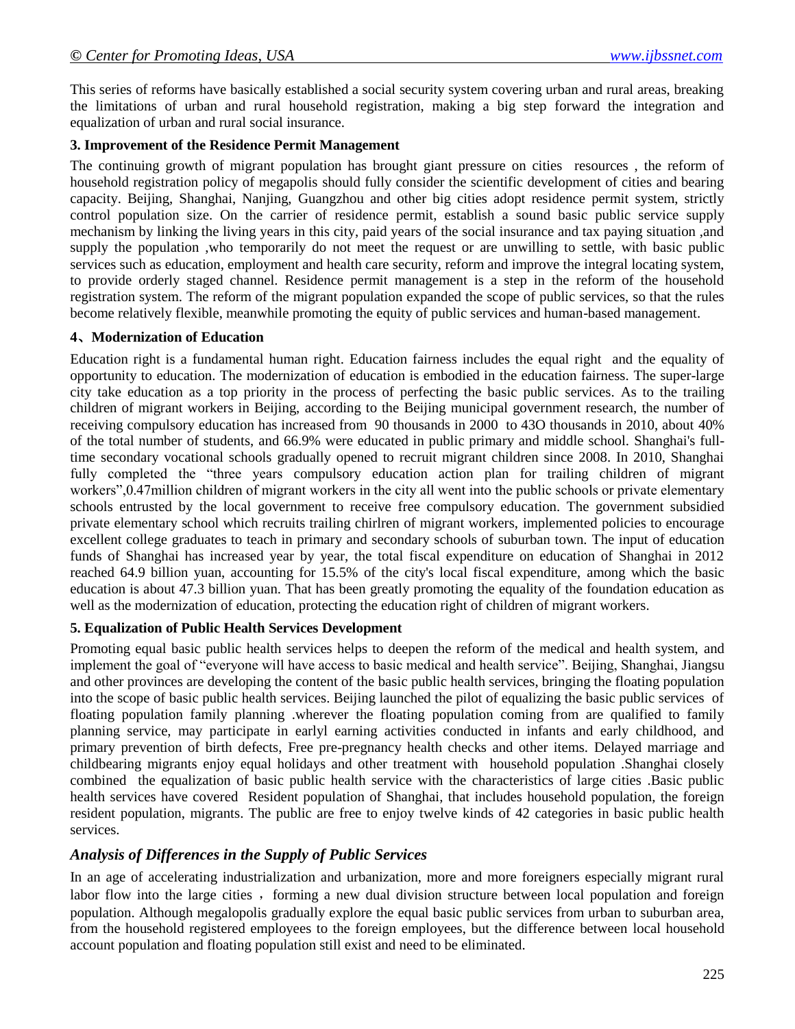This series of reforms have basically established a social security system covering urban and rural areas, breaking the limitations of urban and rural household registration, making a big step forward the integration and equalization of urban and rural social insurance.

**3. Improvement of the Residence Permit Management**

The continuing growth of migrant population has brought giant pressure on cities resources , the reform of household registration policy of megapolis should fully consider the scientific development of cities and bearing capacity. Beijing, Shanghai, Nanjing, Guangzhou and other big cities adopt residence permit system, strictly control population size. On the carrier of residence permit, establish a sound basic public service supply mechanism by linking the living years in this city, paid years of the social insurance and tax paying situation ,and supply the population ,who temporarily do not meet the request or are unwilling to settle, with basic public services such as education, employment and health care security, reform and improve the integral locating system, to provide orderly staged channel. Residence permit management is a step in the reform of the household registration system. The reform of the migrant population expanded the scope of public services, so that the rules become relatively flexible, meanwhile promoting the equity of public services and human-based management.

**4、Modernization of Education**

Education right is a fundamental human right. Education fairness includes the equal right and the equality of opportunity to education. The modernization of education is embodied in the education fairness. The super-large city take education as a top priority in the process of perfecting the basic public services. As to the trailing children of migrant workers in Beijing, according to the Beijing municipal government research, the number of receiving compulsory education has increased from 90 thousands in 2000 to 43O thousands in 2010, about 40% of the total number of students, and 66.9% were educated in public primary and middle school. Shanghai's full-time secondary vocational schools gradually opened to recruit migrant children since 2008. In 2010, Shanghai fully completed the "three years compulsory education action plan for trailing children of migrant workers",0.47million children of migrant workers in the city all went into the public schools or private elementary schools entrusted by the local government to receive free compulsory education. The government subsidied private elementary school which recruits trailing chirlren of migrant workers, implemented policies to encourage excellent college graduates to teach in primary and secondary schools of suburban town. The input of education funds of Shanghai has increased year by year, the total fiscal expenditure on education of Shanghai in 2012 reached 64.9 billion yuan, accounting for 15.5% of the city's local fiscal expenditure, among which the basic education is about 47.3 billion yuan. That has been greatly promoting the equality of the foundation education as well as the modernization of education, protecting the education right of children of migrant workers.

**5. Equalization of Public Health Services Development**

Promoting equal basic public health services helps to deepen the reform of the medical and health system, and implement the goal of "everyone will have access to basic medical and health service". Beijing, Shanghai, Jiangsu and other provinces are developing the content of the basic public health services, bringing the floating population into the scope of basic public health services. Beijing launched the pilot of equalizing the basic public services of floating population family planning .wherever the floating population coming from are qualified to family planning service, may participate in earlyl earning activities conducted in infants and early childhood, and primary prevention of birth defects, Free pre-pregnancy health checks and other items. Delayed marriage and childbearing migrants enjoy equal holidays and other treatment with household population .Shanghai closely combined the equalization of basic public health service with the characteristics of large cities .Basic public health services have covered Resident population of Shanghai, that includes household population, the foreign resident population, migrants. The public are free to enjoy twelve kinds of 42 categories in basic public health services.

## *Analysis of Differences in the Supply of Public Services*

In an age of accelerating industrialization and urbanization, more and more foreigners especially migrant rural labor flow into the large cities ，forming a new dual division structure between local population and foreign population. Although megalopolis gradually explore the equal basic public services from urban to suburban area, from the household registered employees to the foreign employees, but the difference between local household account population and floating population still exist and need to be eliminated.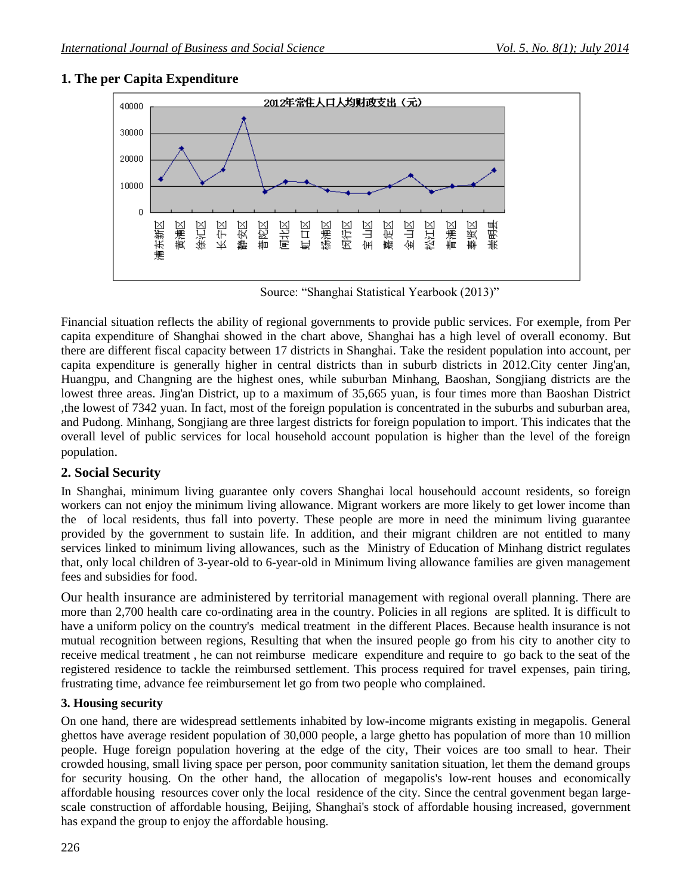### 1. The per Capita Expenditure

Source: "Shanghai Statistical Yearbook (2013)"

Financial situation reflects the ability of regional governments to provide public services. For exemple, from Per capita expenditure of Shanghai showed in the chart above, Shanghai has a high level of overall economy. But there are different fiscal capacity between 17 districts in Shanghai. Take the resident population into account, per capita expenditure is generally higher in central districts than in suburb districts in 2012.City center Jing'an, Huangpu, and Changning are the highest ones, while suburban Minhang, Baoshan, Songjiang districts are the lowest three areas. Jing'an District, up to a maximum of 35,665 yuan, is four times more than Baoshan District ,the lowest of 7342 yuan. In fact, most of the foreign population is concentrated in the suburbs and suburban area, and Pudong. Minhang, Songjiang are three largest districts for foreign population to import. This indicates that the overall level of public services for local household account population is higher than the level of the foreign population.

### 2. Social Security

In Shanghai, minimum living guarantee only covers Shanghai local househould account residents, so foreign workers can not enjoy the minimum living allowance. Migrant workers are more likely to get lower income than the of local residents, thus fall into poverty. These people are more in need the minimum living guarantee provided by the government to sustain life. In addition, and their migrant children are not entitled to many services linked to minimum living allowances, such as the Ministry of Education of Minhang district regulates that, only local children of 3-year-old to 6-year-old in Minimum living allowance families are given management fees and subsidies for food.

Our health insurance are administered by territorial management with regional overall planning. There are more than 2,700 health care co-ordinating area in the country. Policies in all regions are splited. It is difficult to have a uniform policy on the country's medical treatment in the different Places. Because health insurance is not mutual recognition between regions, Resulting that when the insured people go from his city to another city to receive medical treatment , he can not reimburse medicare expenditure and require to go back to the seat of the registered residence to tackle the reimbursed settlement. This process required for travel expenses, pain tiring, frustrating time, advance fee reimbursement let go from two people who complained.

### 3. Housing security

On one hand, there are widespread settlements inhabited by low-income migrants existing in megapolis. General ghettos have average resident population of 30,000 people, a large ghetto has population of more than 10 million people. Huge foreign population hovering at the edge of the city, Their voices are too small to hear. Their crowded housing, small living space per person, poor community sanitation situation, let them the demand groups for security housing. On the other hand, the allocation of megapolis's low-rent houses and economically affordable housing resources cover only the local residence of the city. Since the central govenment began large-scale construction of affordable housing, Beijing, Shanghai's stock of affordable housing increased, government has expand the group to enjoy the affordable housing.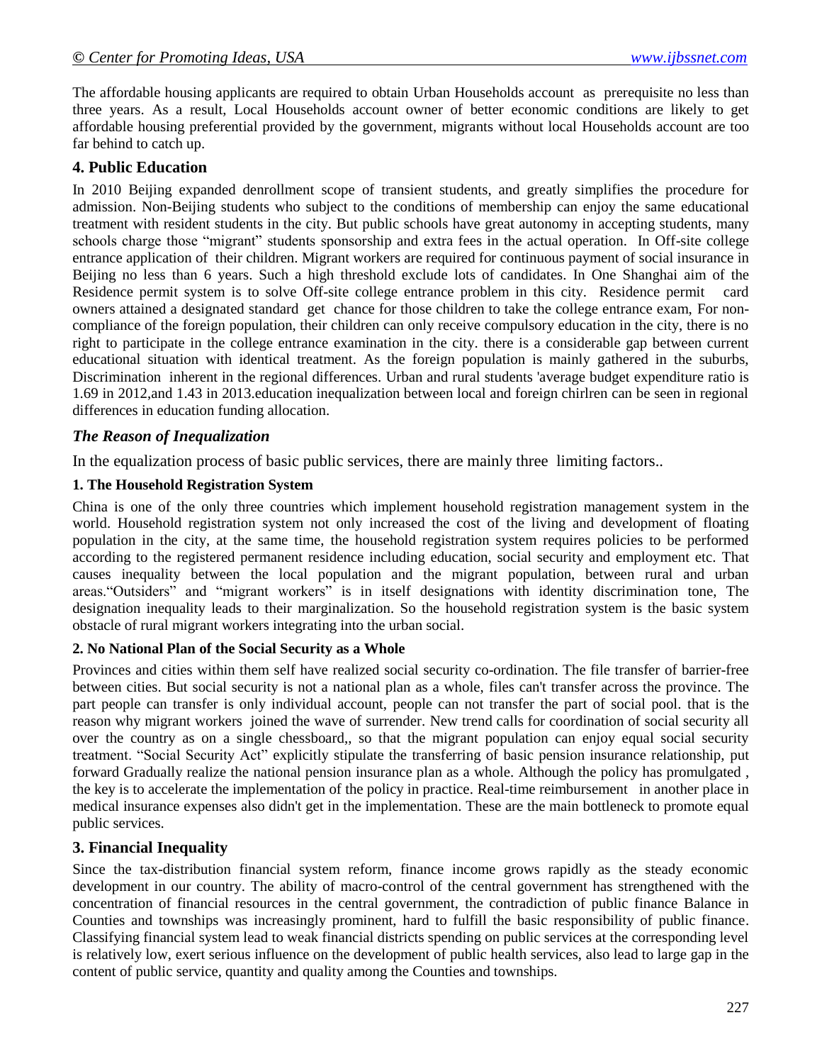The affordable housing applicants are required to obtain Urban Households account as prerequisite no less than three years. As a result, Local Households account owner of better economic conditions are likely to get affordable housing preferential provided by the government, migrants without local Households account are too far behind to catch up.

### 4. Public Education

In 2010 Beijing expanded denrollment scope of transient students, and greatly simplifies the procedure for admission. Non-Beijing students who subject to the conditions of membership can enjoy the same educational treatment with resident students in the city. But public schools have great autonomy in accepting students, many schools charge those "migrant" students sponsorship and extra fees in the actual operation. In Off-site college entrance application of their children. Migrant workers are required for continuous payment of social insurance in Beijing no less than 6 years. Such a high threshold exclude lots of candidates. In One Shanghai aim of the Residence permit system is to solve Off-site college entrance problem in this city. Residence permit card owners attained a designated standard get chance for those children to take the college entrance exam, For non-compliance of the foreign population, their children can only receive compulsory education in the city, there is no right to participate in the college entrance examination in the city. there is a considerable gap between current educational situation with identical treatment. As the foreign population is mainly gathered in the suburbs, Discrimination inherent in the regional differences. Urban and rural students 'average budget expenditure ratio is 1.69 in 2012,and 1.43 in 2013.education inequalization between local and foreign chirlren can be seen in regional differences in education funding allocation.

## *The Reason of Inequalization*

In the equalization process of basic public services, there are mainly three limiting factors..

#### 1. The Household Registration System

China is one of the only three countries which implement household registration management system in the world. Household registration system not only increased the cost of the living and development of floating population in the city, at the same time, the household registration system requires policies to be performed according to the registered permanent residence including education, social security and employment etc. That causes inequality between the local population and the migrant population, between rural and urban areas."Outsiders" and "migrant workers" is in itself designations with identity discrimination tone, The designation inequality leads to their marginalization. So the household registration system is the basic system obstacle of rural migrant workers integrating into the urban social.

#### 2. No National Plan of the Social Security as a Whole

Provinces and cities within them self have realized social security co-ordination. The file transfer of barrier-free between cities. But social security is not a national plan as a whole, files can't transfer across the province. The part people can transfer is only individual account, people can not transfer the part of social pool. that is the reason why migrant workers joined the wave of surrender. New trend calls for coordination of social security all over the country as on a single chessboard,, so that the migrant population can enjoy equal social security treatment. "Social Security Act" explicitly stipulate the transferring of basic pension insurance relationship, put forward Gradually realize the national pension insurance plan as a whole. Although the policy has promulgated , the key is to accelerate the implementation of the policy in practice. Real-time reimbursement in another place in medical insurance expenses also didn't get in the implementation. These are the main bottleneck to promote equal public services.

### 3. Financial Inequality

Since the tax-distribution financial system reform, finance income grows rapidly as the steady economic development in our country. The ability of macro-control of the central government has strengthened with the concentration of financial resources in the central government, the contradiction of public finance Balance in Counties and townships was increasingly prominent, hard to fulfill the basic responsibility of public finance. Classifying financial system lead to weak financial districts spending on public services at the corresponding level is relatively low, exert serious influence on the development of public health services, also lead to large gap in the content of public service, quantity and quality among the Counties and townships.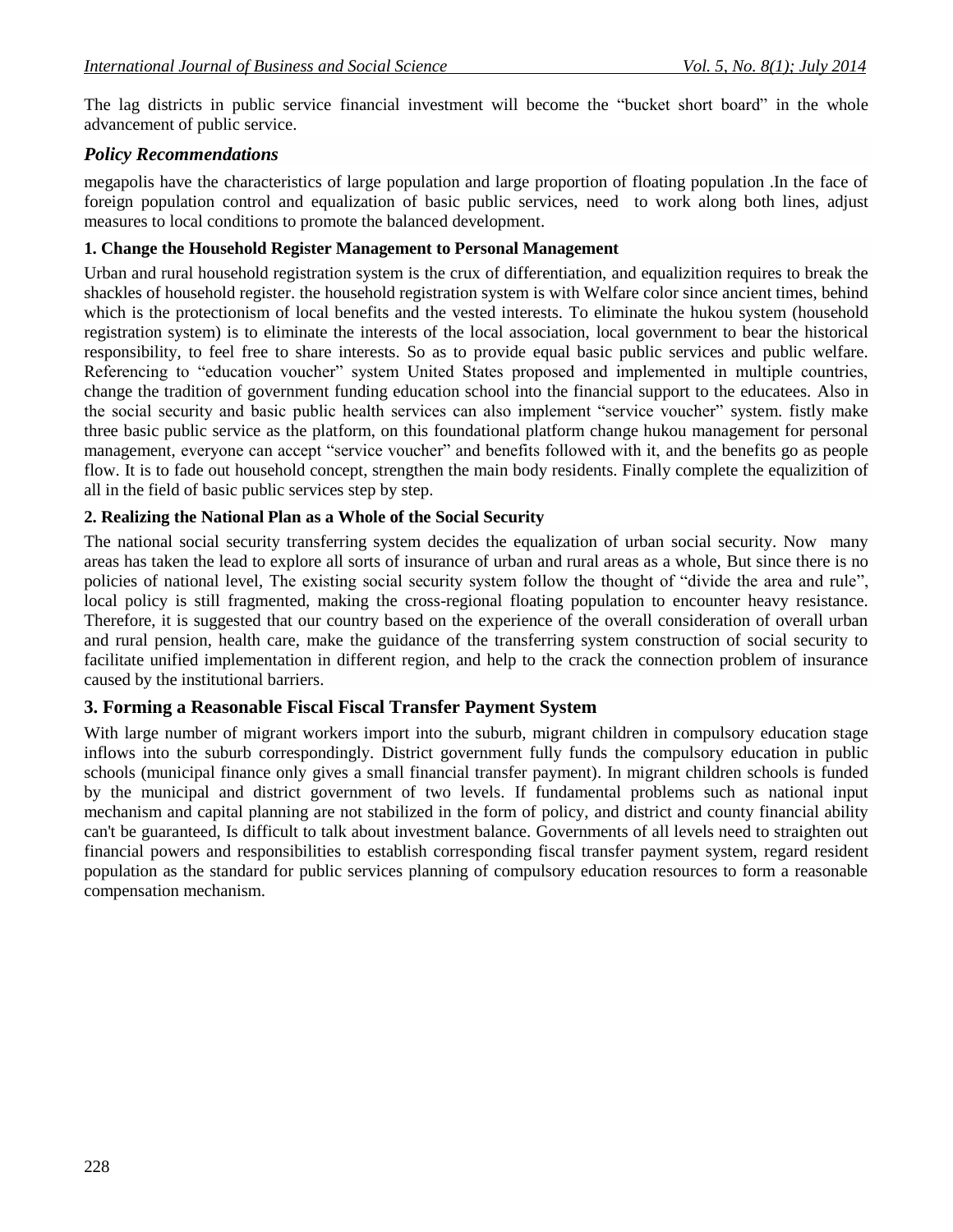The lag districts in public service financial investment will become the "bucket short board" in the whole advancement of public service.

## *Policy Recommendations*

megapolis have the characteristics of large population and large proportion of floating population .In the face of foreign population control and equalization of basic public services, need to work along both lines, adjust measures to local conditions to promote the balanced development.

### 1. Change the Household Register Management to Personal Management

Urban and rural household registration system is the crux of differentiation, and equalizition requires to break the shackles of household register. the household registration system is with Welfare color since ancient times, behind which is the protectionism of local benefits and the vested interests. To eliminate the hukou system (household registration system) is to eliminate the interests of the local association, local government to bear the historical responsibility, to feel free to share interests. So as to provide equal basic public services and public welfare. Referencing to "education voucher" system United States proposed and implemented in multiple countries, change the tradition of government funding education school into the financial support to the educatees. Also in the social security and basic public health services can also implement "service voucher" system. fistly make three basic public service as the platform, on this foundational platform change hukou management for personal management, everyone can accept "service voucher" and benefits followed with it, and the benefits go as people flow. It is to fade out household concept, strengthen the main body residents. Finally complete the equalizition of all in the field of basic public services step by step.

### 2. Realizing the National Plan as a Whole of the Social Security

The national social security transferring system decides the equalization of urban social security. Now many areas has taken the lead to explore all sorts of insurance of urban and rural areas as a whole, But since there is no policies of national level, The existing social security system follow the thought of "divide the area and rule", local policy is still fragmented, making the cross-regional floating population to encounter heavy resistance. Therefore, it is suggested that our country based on the experience of the overall consideration of overall urban and rural pension, health care, make the guidance of the transferring system construction of social security to facilitate unified implementation in different region, and help to the crack the connection problem of insurance caused by the institutional barriers.

### 3. Forming a Reasonable Fiscal Fiscal Transfer Payment System

With large number of migrant workers import into the suburb, migrant children in compulsory education stage inflows into the suburb correspondingly. District government fully funds the compulsory education in public schools (municipal finance only gives a small financial transfer payment). In migrant children schools is funded by the municipal and district government of two levels. If fundamental problems such as national input mechanism and capital planning are not stabilized in the form of policy, and district and county financial ability can't be guaranteed, Is difficult to talk about investment balance. Governments of all levels need to straighten out financial powers and responsibilities to establish corresponding fiscal transfer payment system, regard resident population as the standard for public services planning of compulsory education resources to form a reasonable compensation mechanism.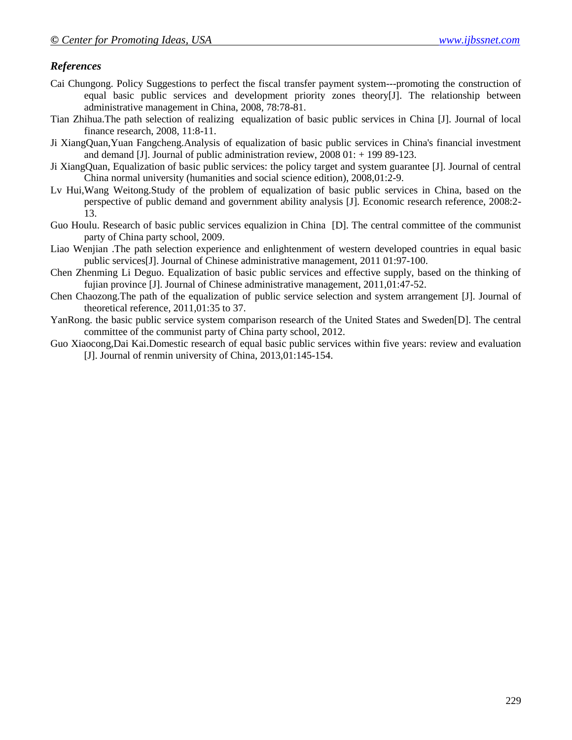### *References*

Cai Chungong. Policy Suggestions to perfect the fiscal transfer payment system---promoting the construction of equal basic public services and development priority zones theory[J]. The relationship between administrative management in China, 2008, 78:78-81.

Tian Zhihua.The path selection of realizing equalization of basic public services in China [J]. Journal of local finance research, 2008, 11:8-11.

Ji XiangQuan,Yuan Fangcheng.Analysis of equalization of basic public services in China's financial investment and demand [J]. Journal of public administration review, 2008 01: + 199 89-123.

Ji XiangQuan, Equalization of basic public services: the policy target and system guarantee [J]. Journal of central China normal university (humanities and social science edition), 2008,01:2-9.

Lv Hui,Wang Weitong.Study of the problem of equalization of basic public services in China, based on the perspective of public demand and government ability analysis [J]. Economic research reference, 2008:2-13.

Guo Houlu. Research of basic public services equalizion in China [D]. The central committee of the communist party of China party school, 2009.

Liao Wenjian .The path selection experience and enlightenment of western developed countries in equal basic public services[J]. Journal of Chinese administrative management, 2011 01:97-100.

Chen Zhenming Li Deguo. Equalization of basic public services and effective supply, based on the thinking of fujian province [J]. Journal of Chinese administrative management, 2011,01:47-52.

Chen Chaozong.The path of the equalization of public service selection and system arrangement [J]. Journal of theoretical reference, 2011,01:35 to 37.

YanRong. the basic public service system comparison research of the United States and Sweden[D]. The central committee of the communist party of China party school, 2012.

Guo Xiaocong,Dai Kai.Domestic research of equal basic public services within five years: review and evaluation [J]. Journal of renmin university of China, 2013,01:145-154.